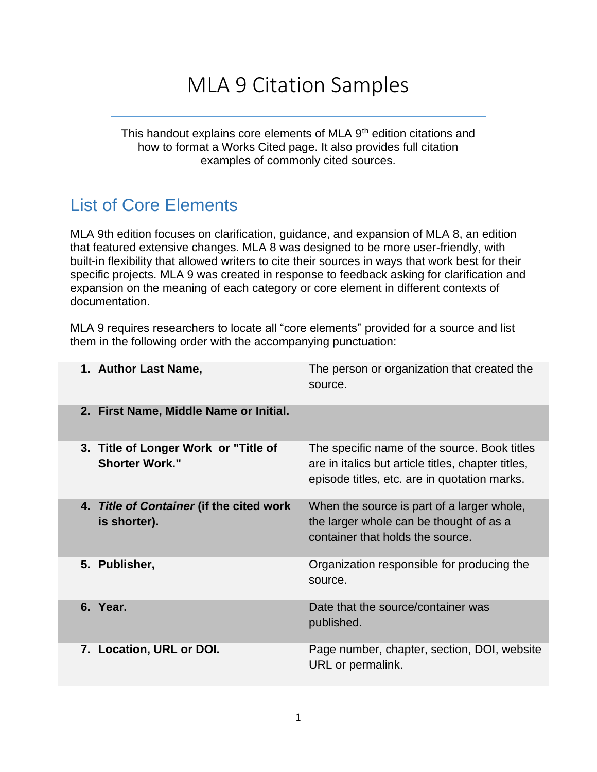# MLA 9 Citation Samples

This handout explains core elements of MLA 9th edition citations and how to format a Works Cited page. It also provides full citation examples of commonly cited sources.

## List of Core Elements

MLA 9th edition focuses on clarification, guidance, and expansion of MLA 8, an edition that featured extensive changes. MLA 8 was designed to be more user-friendly, with built-in flexibility that allowed writers to cite their sources in ways that work best for their specific projects. MLA 9 was created in response to feedback asking for clarification and expansion on the meaning of each category or core element in different contexts of documentation.

MLA 9 requires researchers to locate all "core elements" provided for a source and list them in the following order with the accompanying punctuation:

| Element | Description |
|---|---|
| 1. **Author Last Name,** | The person or organization that created the source. |
| 2. **First Name, Middle Name or Initial.** | |
| 3. **Title of Longer Work or "Title of Shorter Work."** | The specific name of the source. Book titles are in italics but article titles, chapter titles, episode titles, etc. are in quotation marks. |
| 4. ***Title of Container*** **(if the cited work is shorter).** | When the source is part of a larger whole, the larger whole can be thought of as a container that holds the source. |
| 5. **Publisher,** | Organization responsible for producing the source. |
| 6. **Year.** | Date that the source/container was published. |
| 7. **Location, URL or DOI.** | Page number, chapter, section, DOI, website URL or permalink. |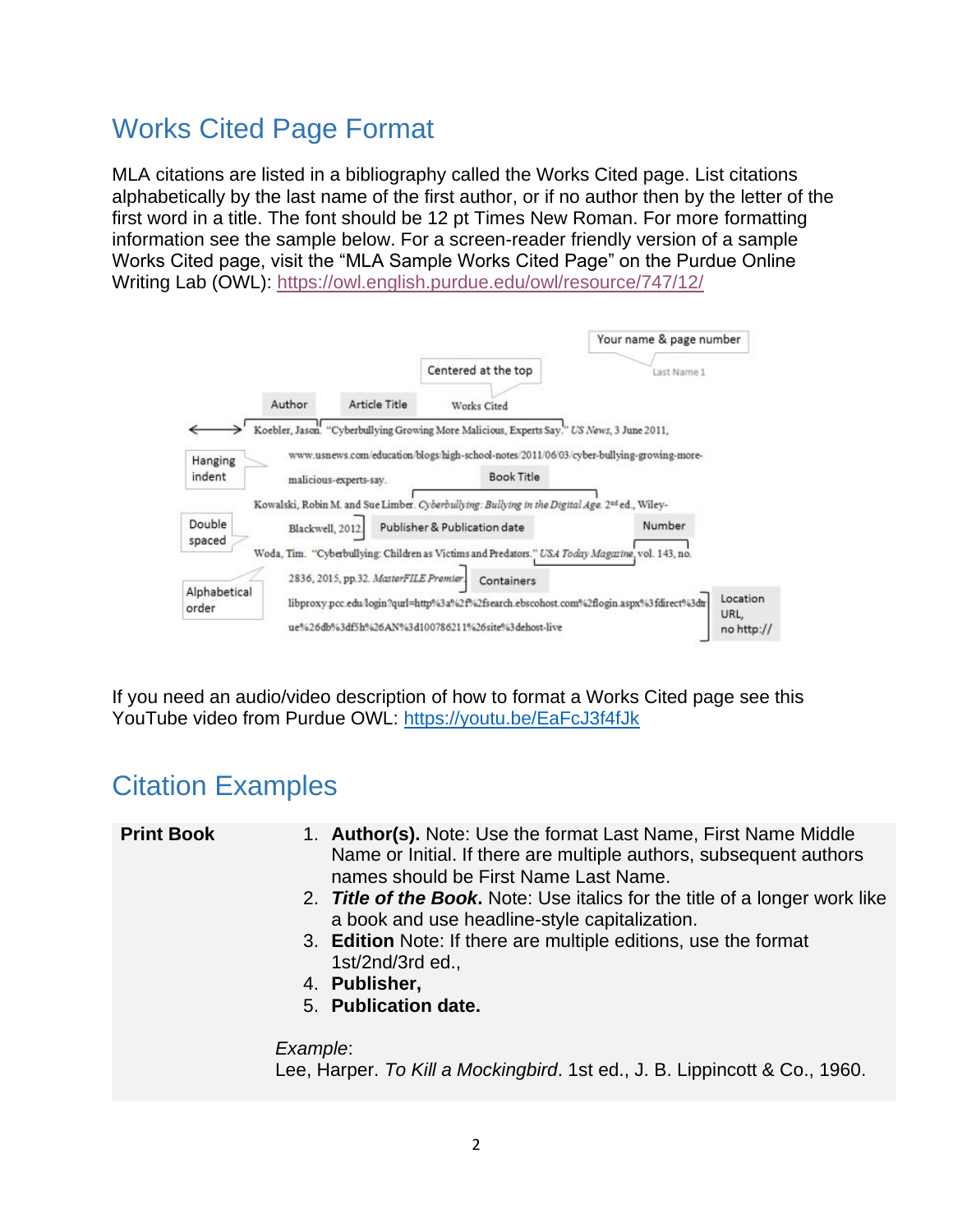## Works Cited Page Format

MLA citations are listed in a bibliography called the Works Cited page. List citations alphabetically by the last name of the first author, or if no author then by the letter of the first word in a title. The font should be 12 pt Times New Roman. For more formatting information see the sample below. For a screen-reader friendly version of a sample Works Cited page, visit the "MLA Sample Works Cited Page" on the Purdue Online Writing Lab (OWL): https://owl.english.purdue.edu/owl/resource/747/12/

Last Name 1

Works Cited

Koebler, Jason. "Cyberbullying Growing More Malicious, Experts Say." *US News*, 3 June 2011, www.usnews.com/education/blogs/high-school-notes/2011/06/03/cyber-bullying-growing-more-malicious-experts-say.

Kowalski, Robin M. and Sue Limber. *Cyberbullying: Bullying in the Digital Age.* 2nd ed., Wiley-Blackwell, 2012.

Woda, Tim. "Cyberbullying: Children as Victims and Predators." *USA Today Magazine*, vol. 143, no. 2836, 2015, pp.32. *MasterFILE Premier*, libproxy.pcc.edu/login?qurl=http%3a%2f%2fsearch.ebscohost.com%2flogin.aspx%3fdirect%3dtrue%26db%3df5h%26AN%3d100786211%26site%3dehost-live

If you need an audio/video description of how to format a Works Cited page see this YouTube video from Purdue OWL: https://youtu.be/EaFcJ3f4fJk

## Citation Examples

**Print Book**

1. **Author(s).** Note: Use the format Last Name, First Name Middle Name or Initial. If there are multiple authors, subsequent authors names should be First Name Last Name.
2. ***Title of the Book*.** Note: Use italics for the title of a longer work like a book and use headline-style capitalization.
3. **Edition** Note: If there are multiple editions, use the format 1st/2nd/3rd ed.,
4. **Publisher,**
5. **Publication date.**

*Example*:
Lee, Harper. *To Kill a Mockingbird*. 1st ed., J. B. Lippincott & Co., 1960.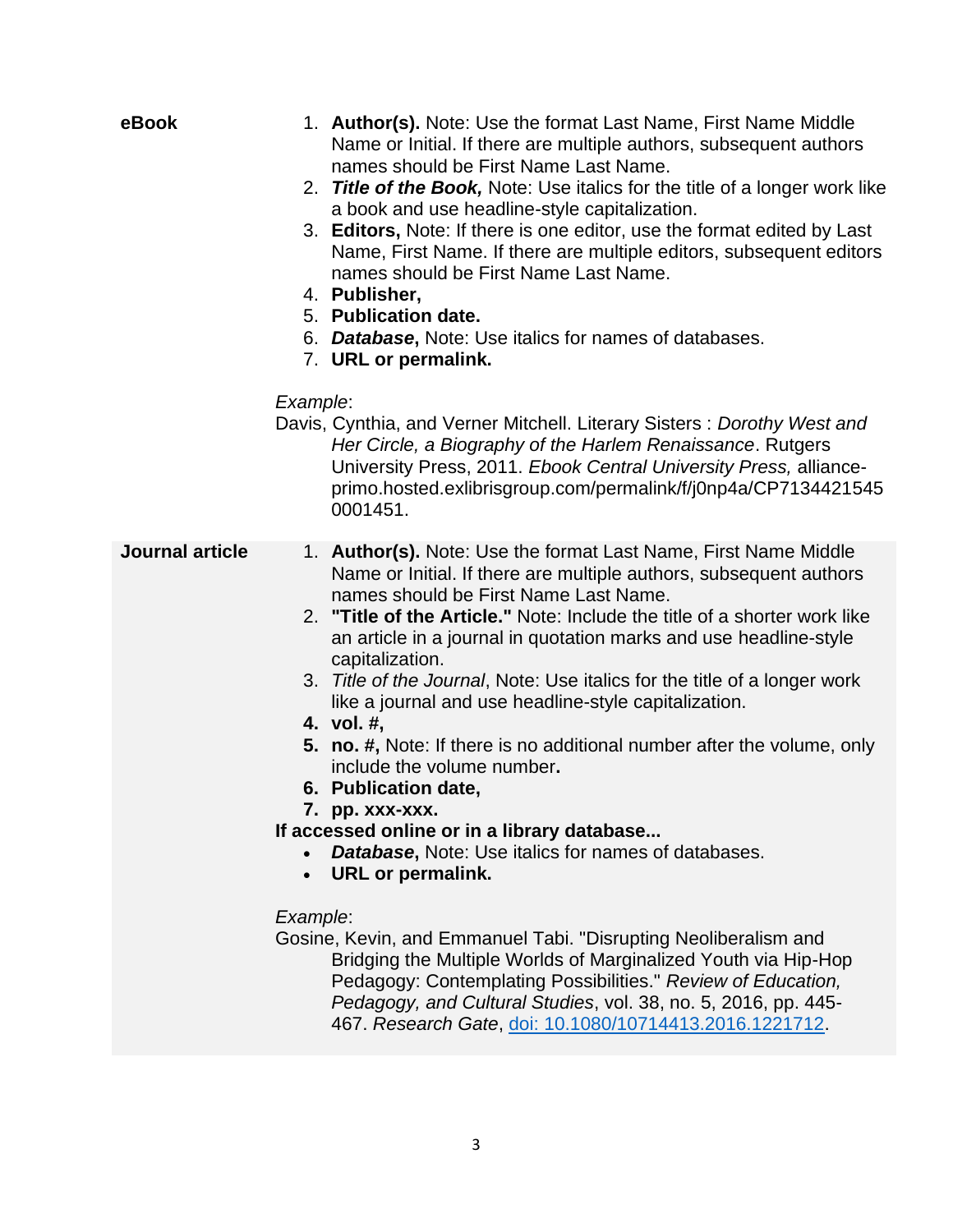| | |
|---|---|
| **eBook** | 1. **Author(s).** Note: Use the format Last Name, First Name Middle Name or Initial. If there are multiple authors, subsequent authors names should be First Name Last Name.<br>2. ***Title of the Book,*** Note: Use italics for the title of a longer work like a book and use headline-style capitalization.<br>3. **Editors,** Note: If there is one editor, use the format edited by Last Name, First Name. If there are multiple editors, subsequent editors names should be First Name Last Name.<br>4. **Publisher,**<br>5. **Publication date.**<br>6. ***Database*****,** Note: Use italics for names of databases.<br>7. **URL or permalink.**<br><br>*Example*:<br>Davis, Cynthia, and Verner Mitchell. Literary Sisters : *Dorothy West and Her Circle, a Biography of the Harlem Renaissance*. Rutgers University Press, 2011. *Ebook Central University Press,* alliance-primo.hosted.exlibrisgroup.com/permalink/f/j0np4a/CP71344215450001451. |
| **Journal article** | 1. **Author(s).** Note: Use the format Last Name, First Name Middle Name or Initial. If there are multiple authors, subsequent authors names should be First Name Last Name.<br>2. **"Title of the Article."** Note: Include the title of a shorter work like an article in a journal in quotation marks and use headline-style capitalization.<br>3. *Title of the Journal*, Note: Use italics for the title of a longer work like a journal and use headline-style capitalization.<br>4. **vol. #,**<br>5. **no. #,** Note: If there is no additional number after the volume, only include the volume number**.**<br>6. **Publication date,**<br>7. **pp. xxx-xxx.**<br><br>**If accessed online or in a library database...**<br>• ***Database*****,** Note: Use italics for names of databases.<br>• **URL or permalink.**<br><br>*Example*:<br>Gosine, Kevin, and Emmanuel Tabi. "Disrupting Neoliberalism and Bridging the Multiple Worlds of Marginalized Youth via Hip-Hop Pedagogy: Contemplating Possibilities." *Review of Education, Pedagogy, and Cultural Studies*, vol. 38, no. 5, 2016, pp. 445-467. *Research Gate*, doi: 10.1080/10714413.2016.1221712. |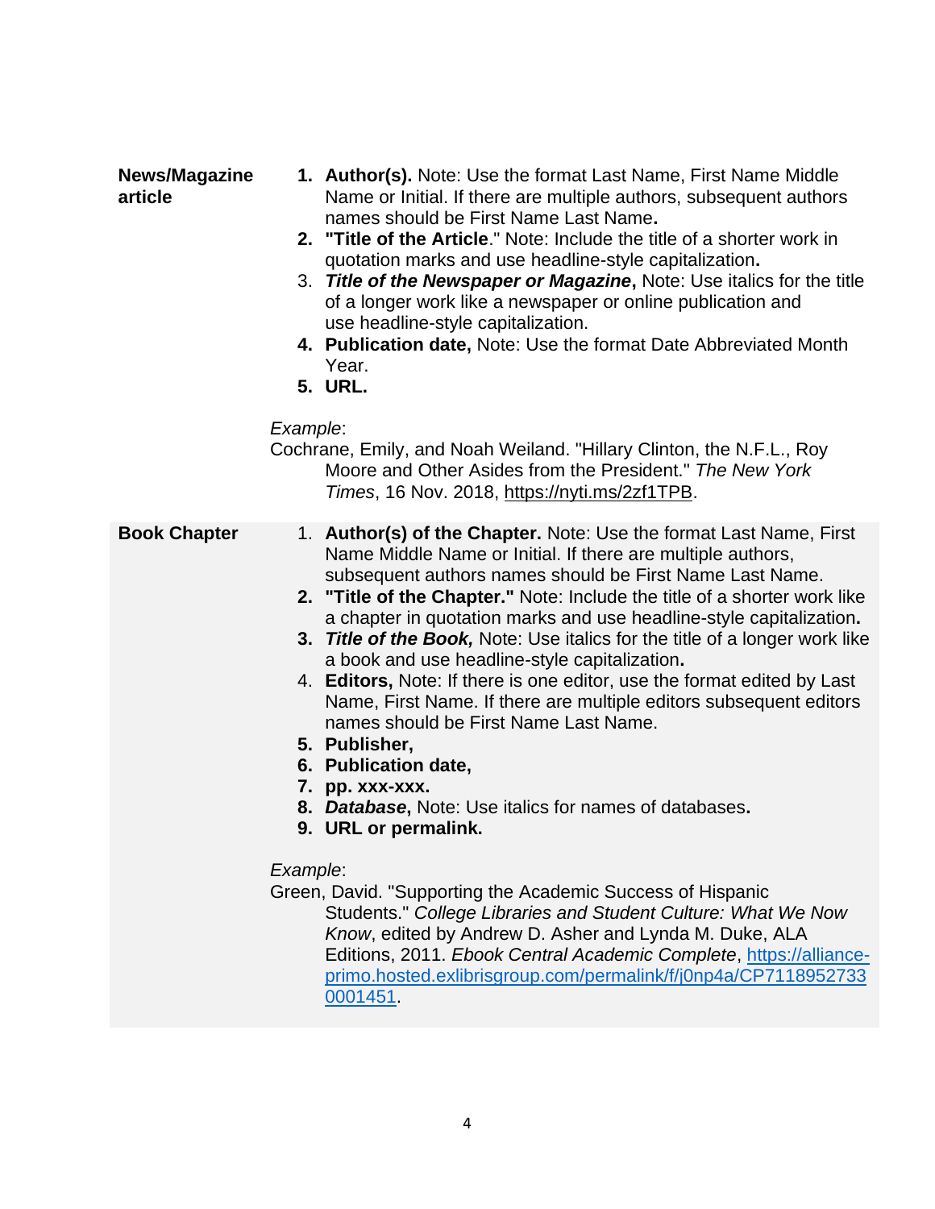**News/Magazine article**

1. **Author(s).** Note: Use the format Last Name, First Name Middle Name or Initial. If there are multiple authors, subsequent authors names should be First Name Last Name**.**
2. **"Title of the Article**." Note: Include the title of a shorter work in quotation marks and use headline-style capitalization**.**
3. ***Title of the Newspaper or Magazine*****,** Note: Use italics for the title of a longer work like a newspaper or online publication and use headline-style capitalization.
4. **Publication date,** Note: Use the format Date Abbreviated Month Year.
5. **URL.**

*Example*:
Cochrane, Emily, and Noah Weiland. "Hillary Clinton, the N.F.L., Roy Moore and Other Asides from the President." *The New York Times*, 16 Nov. 2018, https://nyti.ms/2zf1TPB.

**Book Chapter**

1. **Author(s) of the Chapter.** Note: Use the format Last Name, First Name Middle Name or Initial. If there are multiple authors, subsequent authors names should be First Name Last Name.
2. **"Title of the Chapter."** Note: Include the title of a shorter work like a chapter in quotation marks and use headline-style capitalization**.**
3. ***Title of the Book,*** Note: Use italics for the title of a longer work like a book and use headline-style capitalization**.**
4. **Editors,** Note: If there is one editor, use the format edited by Last Name, First Name. If there are multiple editors subsequent editors names should be First Name Last Name.
5. **Publisher,**
6. **Publication date,**
7. **pp. xxx-xxx.**
8. ***Database*****,** Note: Use italics for names of databases**.**
9. **URL or permalink.**

*Example*:
Green, David. "Supporting the Academic Success of Hispanic Students." *College Libraries and Student Culture: What We Now Know*, edited by Andrew D. Asher and Lynda M. Duke, ALA Editions, 2011. *Ebook Central Academic Complete*, https://alliance-primo.hosted.exlibrisgroup.com/permalink/f/j0np4a/CP71189527330001451.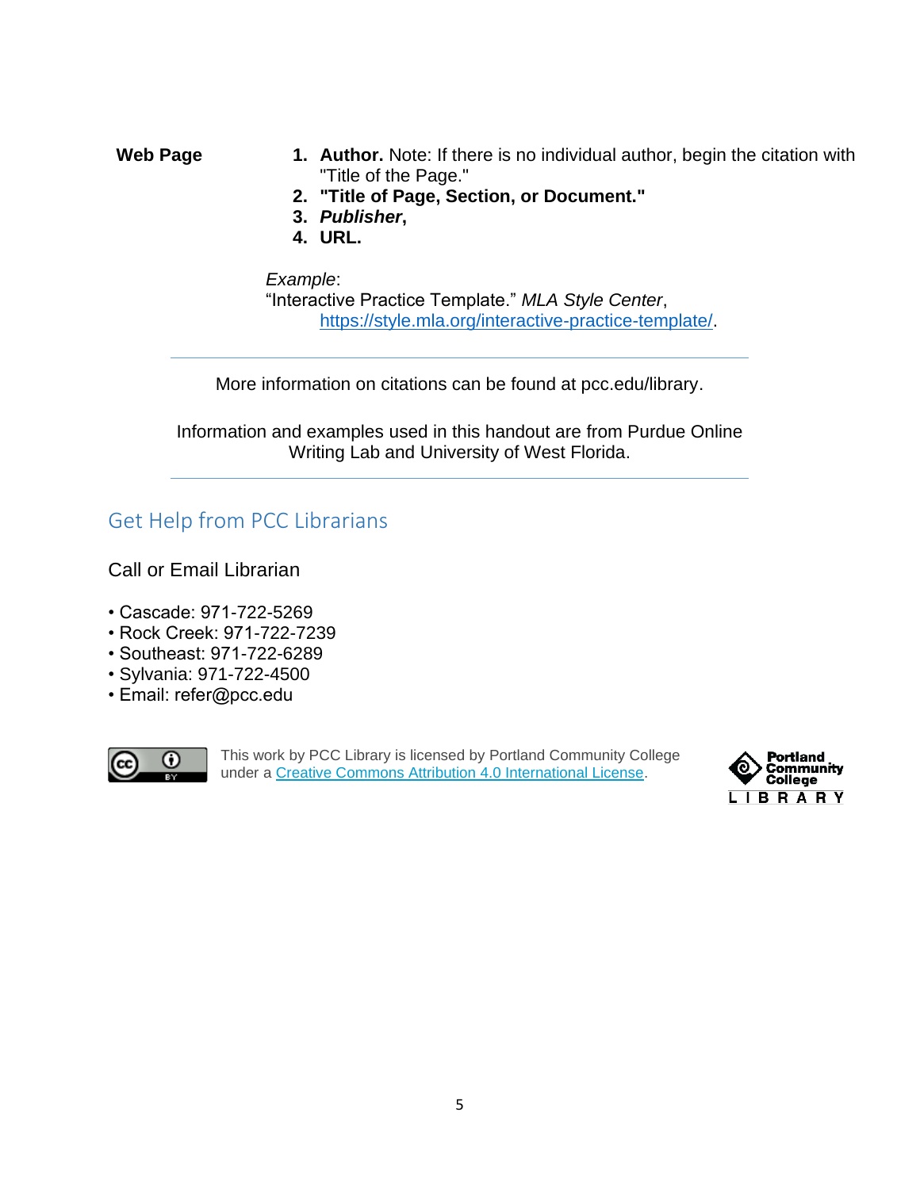**Web Page**

1. **Author.** Note: If there is no individual author, begin the citation with "Title of the Page."
2. **"Title of Page, Section, or Document."**
3. ***Publisher*,**
4. **URL.**

*Example*:
"Interactive Practice Template." *MLA Style Center*, https://style.mla.org/interactive-practice-template/.

---

More information on citations can be found at pcc.edu/library.

Information and examples used in this handout are from Purdue Online Writing Lab and University of West Florida.

---

## Get Help from PCC Librarians

Call or Email Librarian

- Cascade: 971-722-5269
- Rock Creek: 971-722-7239
- Southeast: 971-722-6289
- Sylvania: 971-722-4500
- Email: refer@pcc.edu

This work by PCC Library is licensed by Portland Community College under a Creative Commons Attribution 4.0 International License.

Portland Community College LIBRARY